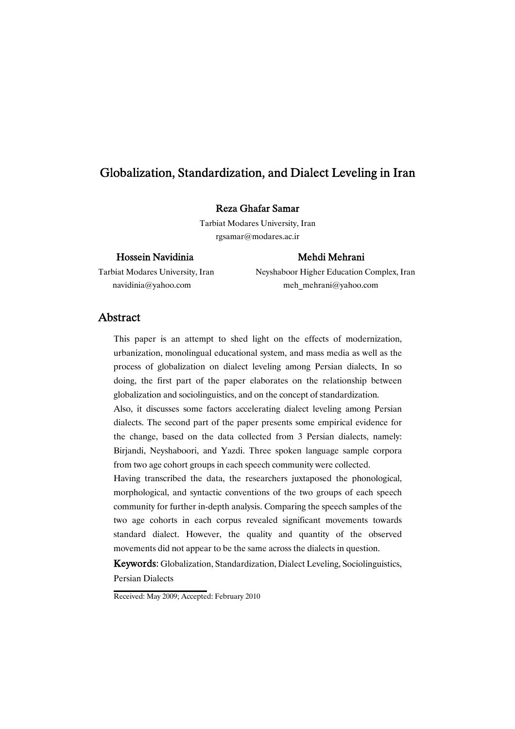# Globalization, Standardization, and Dialect Leveling in Iran

**Reza Ghafar Samar**

Tarbiat Modares University, Iran

rgsamar@modares.ac.ir

**Hossein Navidinia**

Tarbiat Modares University, Iran

navidinia@yahoo.com

**Mehdi Mehrani**

Neyshaboor Higher Education Complex, Iran

meh_mehrani@yahoo.com

## Abstract

This paper is an attempt to shed light on the effects of modernization, urbanization, monolingual educational system, and mass media as well as the process of globalization on dialect leveling among Persian dialects. In so doing, the first part of the paper elaborates on the relationship between globalization and sociolinguistics, and on the concept of standardization.

Also, it discusses some factors accelerating dialect leveling among Persian dialects. The second part of the paper presents some empirical evidence for the change, based on the data collected from 3 Persian dialects, namely: Birjandi, Neyshaboori, and Yazdi. Three spoken language sample corpora from two age cohort groups in each speech community were collected.

Having transcribed the data, the researchers juxtaposed the phonological, morphological, and syntactic conventions of the two groups of each speech community for further in-depth analysis. Comparing the speech samples of the two age cohorts in each corpus revealed significant movements towards standard dialect. However, the quality and quantity of the observed movements did not appear to be the same across the dialects in question.

**Keywords:** Globalization, Standardization, Dialect Leveling, Sociolinguistics, Persian Dialects

Received: May 2009; Accepted: February 2010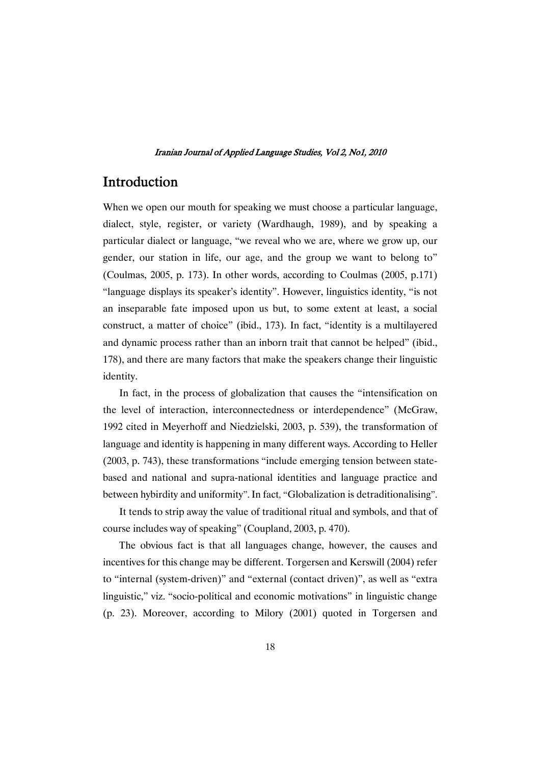## Introduction

When we open our mouth for speaking we must choose a particular language, dialect, style, register, or variety (Wardhaugh, 1989), and by speaking a particular dialect or language, "we reveal who we are, where we grow up, our gender, our station in life, our age, and the group we want to belong to" (Coulmas, 2005, p. 173). In other words, according to Coulmas (2005, p.171) "language displays its speaker's identity". However, linguistics identity, "is not an inseparable fate imposed upon us but, to some extent at least, a social construct, a matter of choice" (ibid., 173). In fact, "identity is a multilayered and dynamic process rather than an inborn trait that cannot be helped" (ibid., 178), and there are many factors that make the speakers change their linguistic identity.

In fact, in the process of globalization that causes the "intensification on the level of interaction, interconnectedness or interdependence" (McGraw, 1992 cited in Meyerhoff and Niedzielski, 2003, p. 539), the transformation of language and identity is happening in many different ways. According to Heller (2003, p. 743), these transformations "include emerging tension between state-based and national and supra-national identities and language practice and between hybirdity and uniformity". In fact, "Globalization is detraditionalising".

It tends to strip away the value of traditional ritual and symbols, and that of course includes way of speaking" (Coupland, 2003, p. 470).

The obvious fact is that all languages change, however, the causes and incentives for this change may be different. Torgersen and Kerswill (2004) refer to "internal (system-driven)" and "external (contact driven)", as well as "extra linguistic," viz. "socio-political and economic motivations" in linguistic change (p. 23). Moreover, according to Milory (2001) quoted in Torgersen and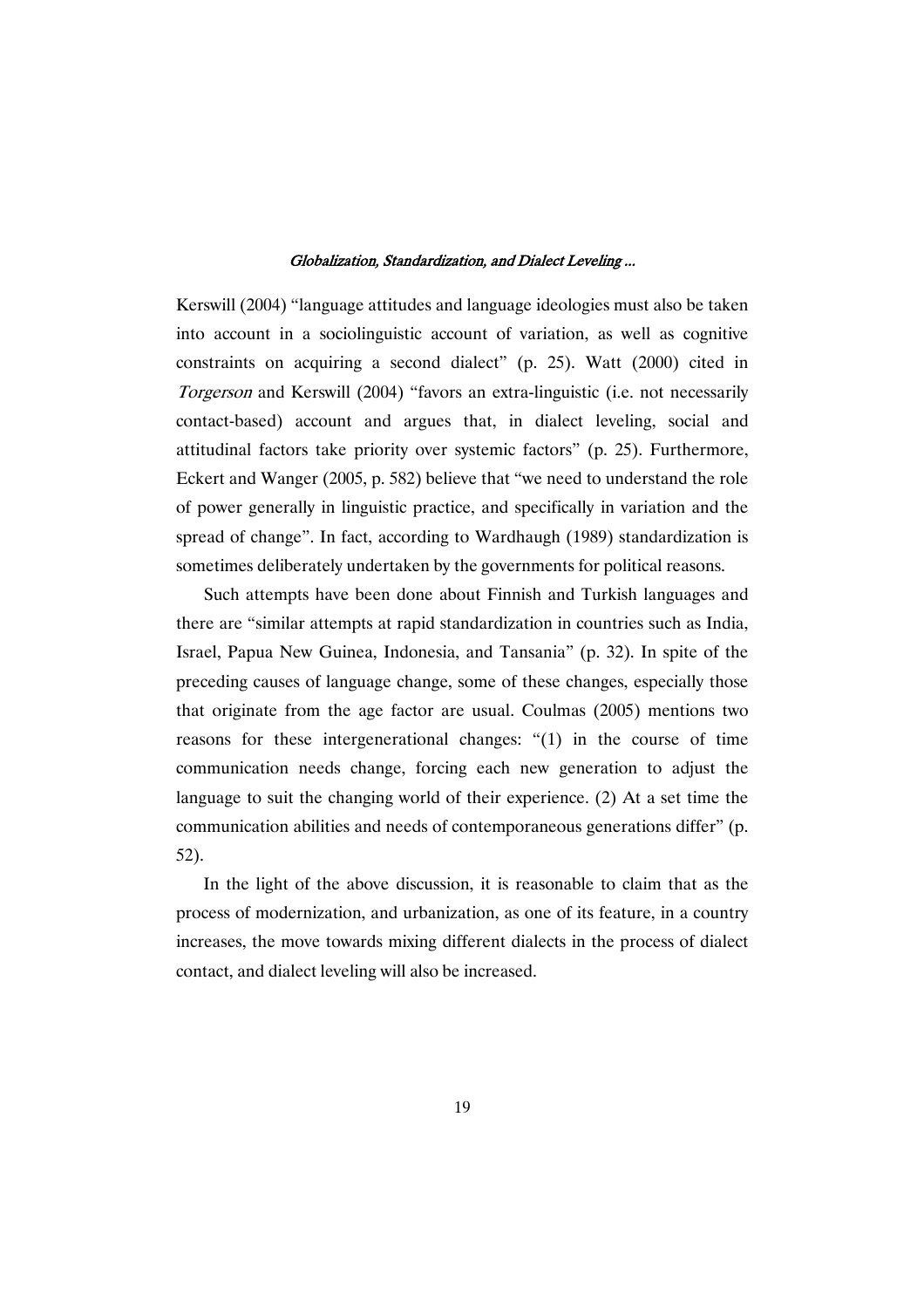Kerswill (2004) "language attitudes and language ideologies must also be taken into account in a sociolinguistic account of variation, as well as cognitive constraints on acquiring a second dialect" (p. 25). Watt (2000) cited in *Torgerson* and Kerswill (2004) "favors an extra-linguistic (i.e. not necessarily contact-based) account and argues that, in dialect leveling, social and attitudinal factors take priority over systemic factors" (p. 25). Furthermore, Eckert and Wanger (2005, p. 582) believe that "we need to understand the role of power generally in linguistic practice, and specifically in variation and the spread of change". In fact, according to Wardhaugh (1989) standardization is sometimes deliberately undertaken by the governments for political reasons.

Such attempts have been done about Finnish and Turkish languages and there are "similar attempts at rapid standardization in countries such as India, Israel, Papua New Guinea, Indonesia, and Tansania" (p. 32). In spite of the preceding causes of language change, some of these changes, especially those that originate from the age factor are usual. Coulmas (2005) mentions two reasons for these intergenerational changes: "(1) in the course of time communication needs change, forcing each new generation to adjust the language to suit the changing world of their experience. (2) At a set time the communication abilities and needs of contemporaneous generations differ" (p. 52).

In the light of the above discussion, it is reasonable to claim that as the process of modernization, and urbanization, as one of its feature, in a country increases, the move towards mixing different dialects in the process of dialect contact, and dialect leveling will also be increased.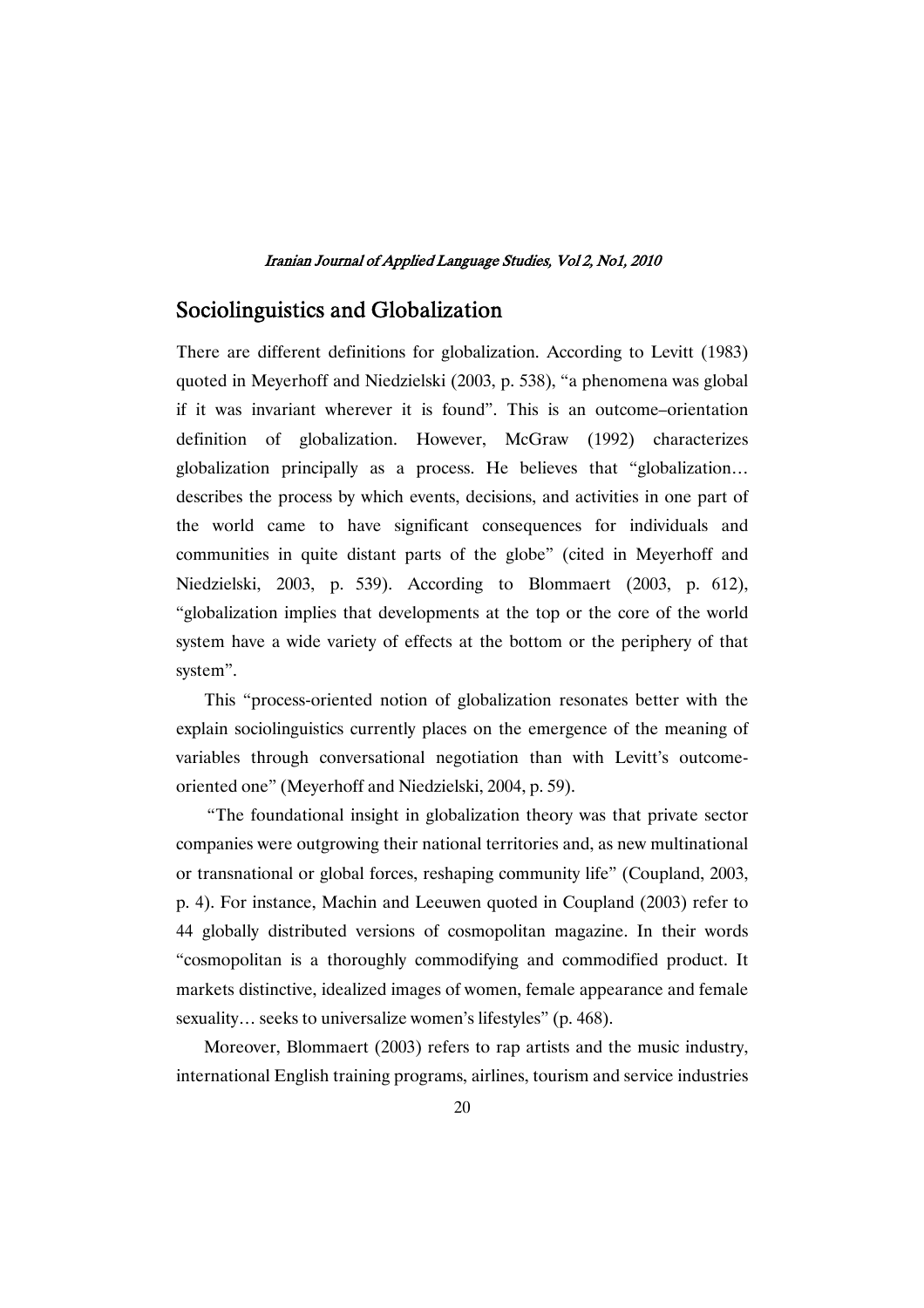## Sociolinguistics and Globalization

There are different definitions for globalization. According to Levitt (1983) quoted in Meyerhoff and Niedzielski (2003, p. 538), "a phenomena was global if it was invariant wherever it is found". This is an outcome–orientation definition of globalization. However, McGraw (1992) characterizes globalization principally as a process. He believes that "globalization… describes the process by which events, decisions, and activities in one part of the world came to have significant consequences for individuals and communities in quite distant parts of the globe" (cited in Meyerhoff and Niedzielski, 2003, p. 539). According to Blommaert (2003, p. 612), "globalization implies that developments at the top or the core of the world system have a wide variety of effects at the bottom or the periphery of that system".

This "process-oriented notion of globalization resonates better with the explain sociolinguistics currently places on the emergence of the meaning of variables through conversational negotiation than with Levitt's outcome-oriented one" (Meyerhoff and Niedzielski, 2004, p. 59).

"The foundational insight in globalization theory was that private sector companies were outgrowing their national territories and, as new multinational or transnational or global forces, reshaping community life" (Coupland, 2003, p. 4). For instance, Machin and Leeuwen quoted in Coupland (2003) refer to 44 globally distributed versions of cosmopolitan magazine. In their words "cosmopolitan is a thoroughly commodifying and commodified product. It markets distinctive, idealized images of women, female appearance and female sexuality… seeks to universalize women's lifestyles" (p. 468).

Moreover, Blommaert (2003) refers to rap artists and the music industry, international English training programs, airlines, tourism and service industries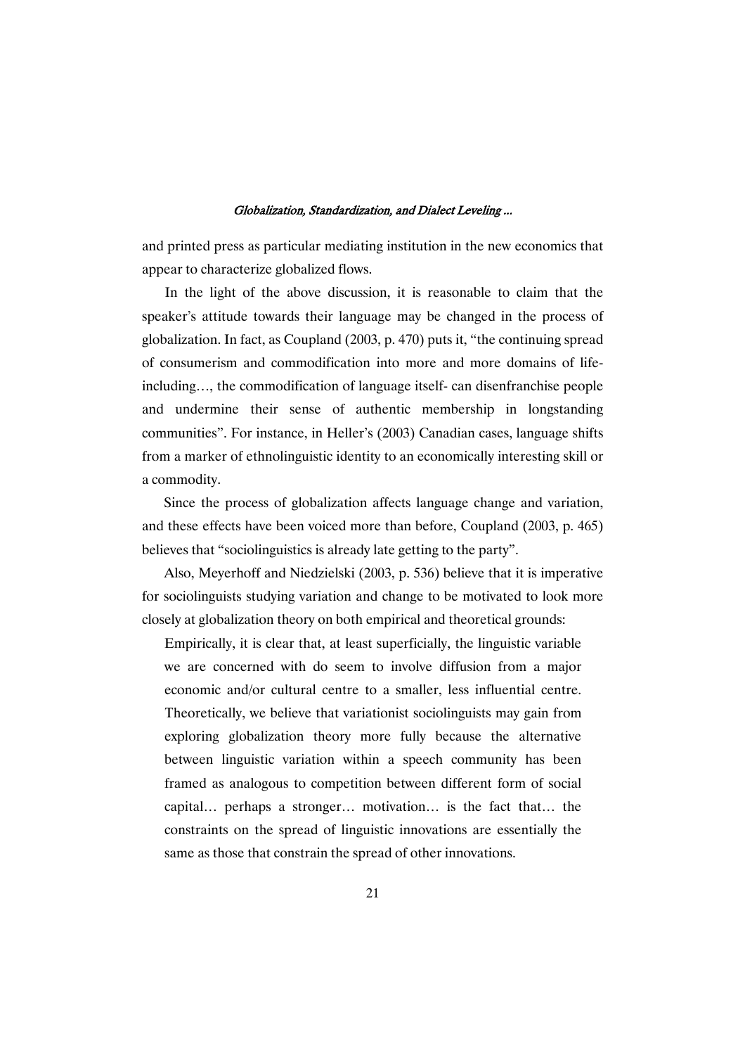and printed press as particular mediating institution in the new economics that appear to characterize globalized flows.

In the light of the above discussion, it is reasonable to claim that the speaker's attitude towards their language may be changed in the process of globalization. In fact, as Coupland (2003, p. 470) puts it, "the continuing spread of consumerism and commodification into more and more domains of life-including…, the commodification of language itself- can disenfranchise people and undermine their sense of authentic membership in longstanding communities". For instance, in Heller's (2003) Canadian cases, language shifts from a marker of ethnolinguistic identity to an economically interesting skill or a commodity.

Since the process of globalization affects language change and variation, and these effects have been voiced more than before, Coupland (2003, p. 465) believes that "sociolinguistics is already late getting to the party".

Also, Meyerhoff and Niedzielski (2003, p. 536) believe that it is imperative for sociolinguists studying variation and change to be motivated to look more closely at globalization theory on both empirical and theoretical grounds:

> Empirically, it is clear that, at least superficially, the linguistic variable we are concerned with do seem to involve diffusion from a major economic and/or cultural centre to a smaller, less influential centre. Theoretically, we believe that variationist sociolinguists may gain from exploring globalization theory more fully because the alternative between linguistic variation within a speech community has been framed as analogous to competition between different form of social capital… perhaps a stronger… motivation… is the fact that… the constraints on the spread of linguistic innovations are essentially the same as those that constrain the spread of other innovations.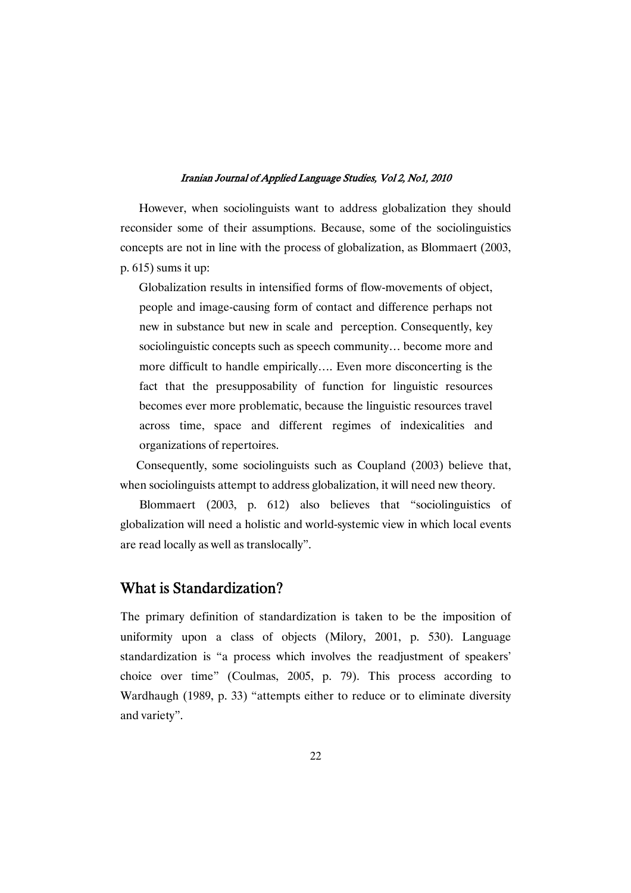However, when sociolinguists want to address globalization they should reconsider some of their assumptions. Because, some of the sociolinguistics concepts are not in line with the process of globalization, as Blommaert (2003, p. 615) sums it up:

> Globalization results in intensified forms of flow-movements of object, people and image-causing form of contact and difference perhaps not new in substance but new in scale and perception. Consequently, key sociolinguistic concepts such as speech community… become more and more difficult to handle empirically…. Even more disconcerting is the fact that the presupposability of function for linguistic resources becomes ever more problematic, because the linguistic resources travel across time, space and different regimes of indexicalities and organizations of repertoires.

Consequently, some sociolinguists such as Coupland (2003) believe that, when sociolinguists attempt to address globalization, it will need new theory.

Blommaert (2003, p. 612) also believes that "sociolinguistics of globalization will need a holistic and world-systemic view in which local events are read locally as well as translocally".

## What is Standardization?

The primary definition of standardization is taken to be the imposition of uniformity upon a class of objects (Milory, 2001, p. 530). Language standardization is "a process which involves the readjustment of speakers' choice over time" (Coulmas, 2005, p. 79). This process according to Wardhaugh (1989, p. 33) "attempts either to reduce or to eliminate diversity and variety".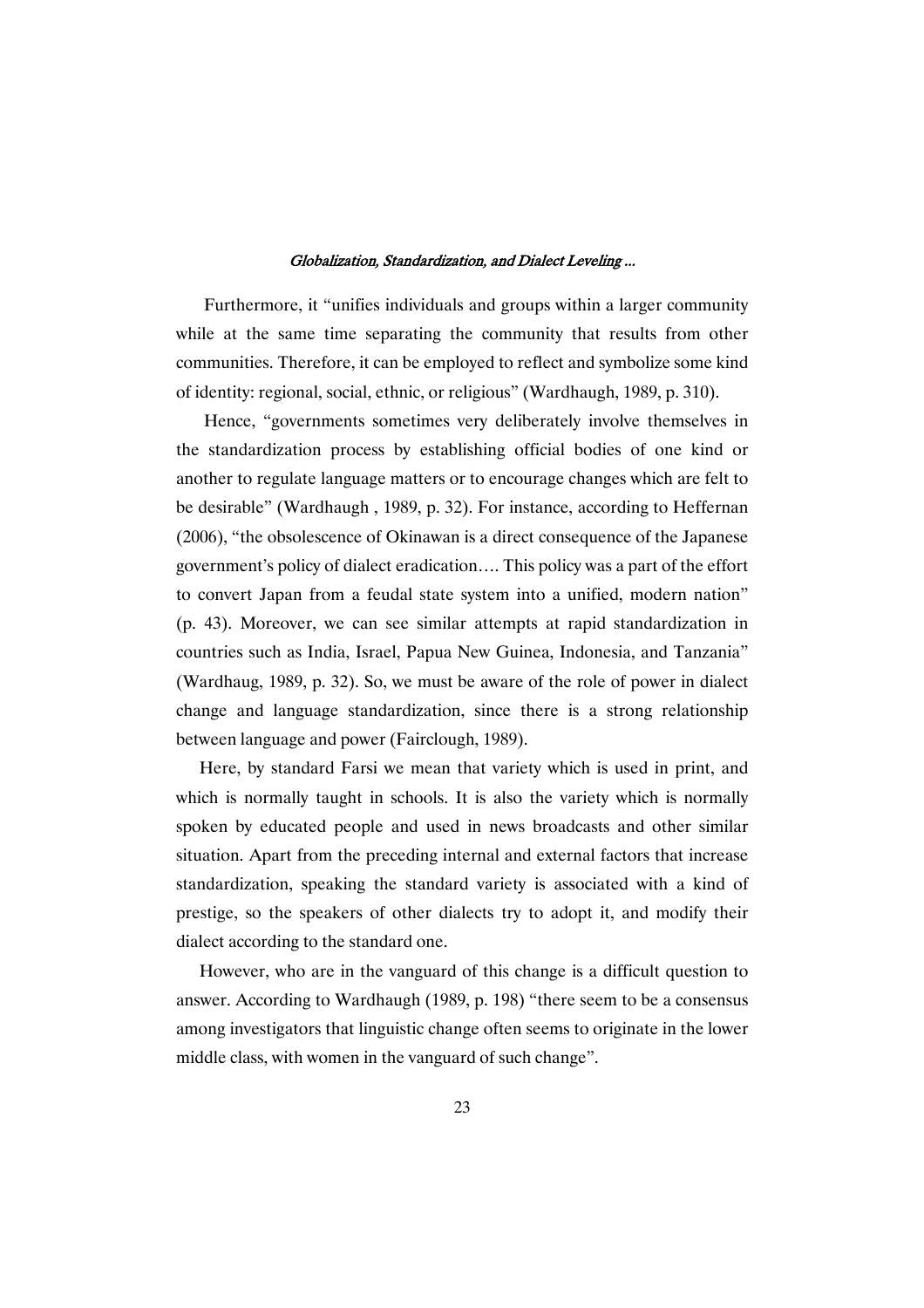Furthermore, it "unifies individuals and groups within a larger community while at the same time separating the community that results from other communities. Therefore, it can be employed to reflect and symbolize some kind of identity: regional, social, ethnic, or religious" (Wardhaugh, 1989, p. 310).

Hence, "governments sometimes very deliberately involve themselves in the standardization process by establishing official bodies of one kind or another to regulate language matters or to encourage changes which are felt to be desirable" (Wardhaugh , 1989, p. 32). For instance, according to Heffernan (2006), "the obsolescence of Okinawan is a direct consequence of the Japanese government's policy of dialect eradication…. This policy was a part of the effort to convert Japan from a feudal state system into a unified, modern nation" (p. 43). Moreover, we can see similar attempts at rapid standardization in countries such as India, Israel, Papua New Guinea, Indonesia, and Tanzania" (Wardhaug, 1989, p. 32). So, we must be aware of the role of power in dialect change and language standardization, since there is a strong relationship between language and power (Fairclough, 1989).

Here, by standard Farsi we mean that variety which is used in print, and which is normally taught in schools. It is also the variety which is normally spoken by educated people and used in news broadcasts and other similar situation. Apart from the preceding internal and external factors that increase standardization, speaking the standard variety is associated with a kind of prestige, so the speakers of other dialects try to adopt it, and modify their dialect according to the standard one.

However, who are in the vanguard of this change is a difficult question to answer. According to Wardhaugh (1989, p. 198) "there seem to be a consensus among investigators that linguistic change often seems to originate in the lower middle class, with women in the vanguard of such change".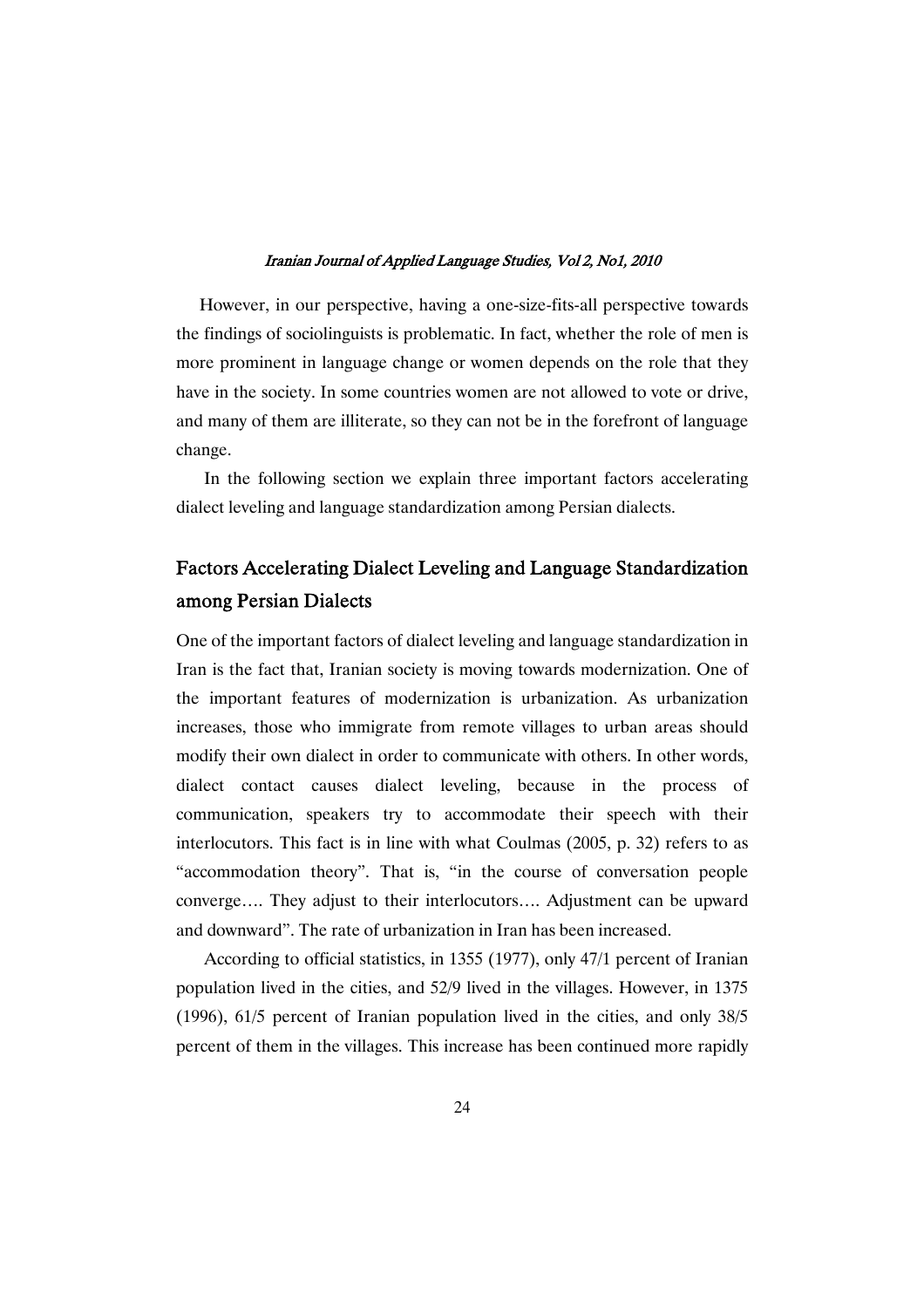However, in our perspective, having a one-size-fits-all perspective towards the findings of sociolinguists is problematic. In fact, whether the role of men is more prominent in language change or women depends on the role that they have in the society. In some countries women are not allowed to vote or drive, and many of them are illiterate, so they can not be in the forefront of language change.

In the following section we explain three important factors accelerating dialect leveling and language standardization among Persian dialects.

## Factors Accelerating Dialect Leveling and Language Standardization among Persian Dialects

One of the important factors of dialect leveling and language standardization in Iran is the fact that, Iranian society is moving towards modernization. One of the important features of modernization is urbanization. As urbanization increases, those who immigrate from remote villages to urban areas should modify their own dialect in order to communicate with others. In other words, dialect contact causes dialect leveling, because in the process of communication, speakers try to accommodate their speech with their interlocutors. This fact is in line with what Coulmas (2005, p. 32) refers to as "accommodation theory". That is, "in the course of conversation people converge…. They adjust to their interlocutors…. Adjustment can be upward and downward". The rate of urbanization in Iran has been increased.

According to official statistics, in 1355 (1977), only 47/1 percent of Iranian population lived in the cities, and 52/9 lived in the villages. However, in 1375 (1996), 61/5 percent of Iranian population lived in the cities, and only 38/5 percent of them in the villages. This increase has been continued more rapidly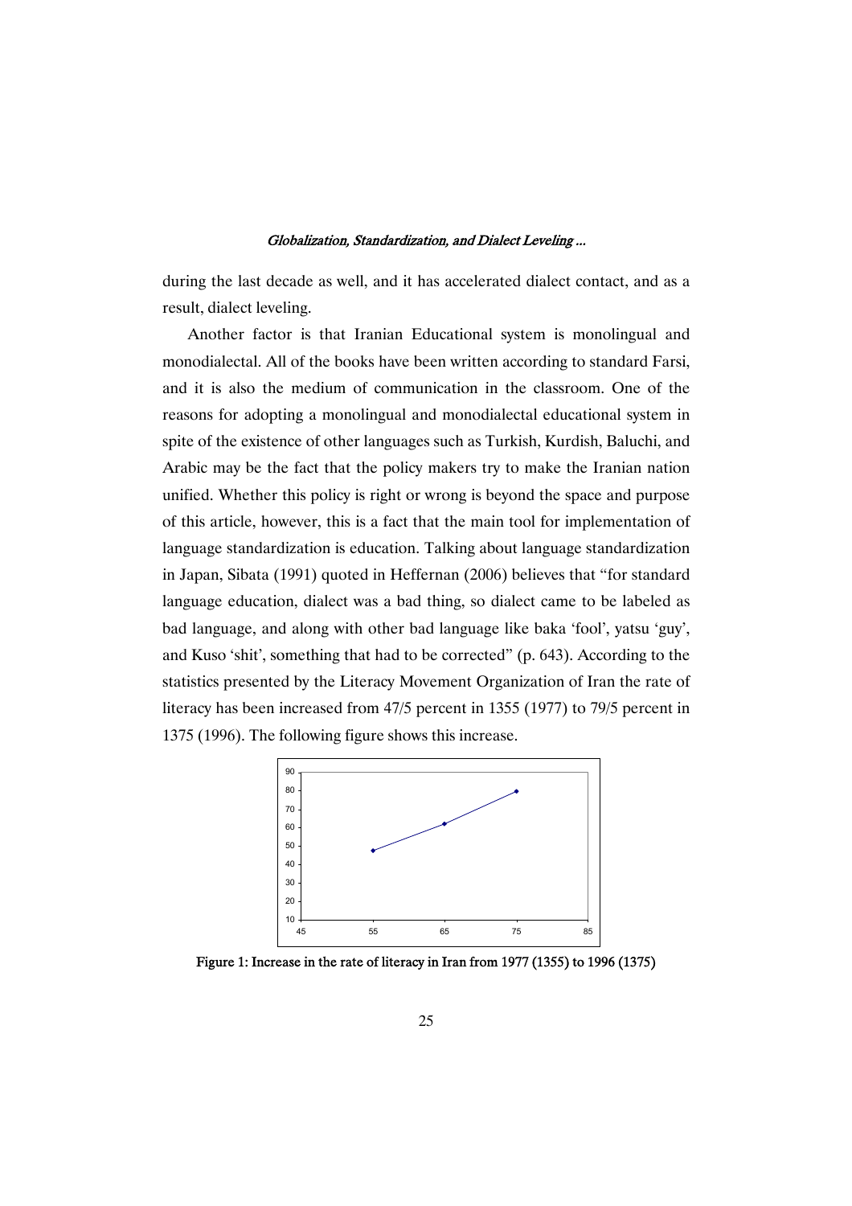during the last decade as well, and it has accelerated dialect contact, and as a result, dialect leveling.

Another factor is that Iranian Educational system is monolingual and monodialectal. All of the books have been written according to standard Farsi, and it is also the medium of communication in the classroom. One of the reasons for adopting a monolingual and monodialectal educational system in spite of the existence of other languages such as Turkish, Kurdish, Baluchi, and Arabic may be the fact that the policy makers try to make the Iranian nation unified. Whether this policy is right or wrong is beyond the space and purpose of this article, however, this is a fact that the main tool for implementation of language standardization is education. Talking about language standardization in Japan, Sibata (1991) quoted in Heffernan (2006) believes that "for standard language education, dialect was a bad thing, so dialect came to be labeled as bad language, and along with other bad language like baka 'fool', yatsu 'guy', and Kuso 'shit', something that had to be corrected" (p. 643). According to the statistics presented by the Literacy Movement Organization of Iran the rate of literacy has been increased from 47/5 percent in 1355 (1977) to 79/5 percent in 1375 (1996). The following figure shows this increase.

**Figure 1: Increase in the rate of literacy in Iran from 1977 (1355) to 1996 (1375)**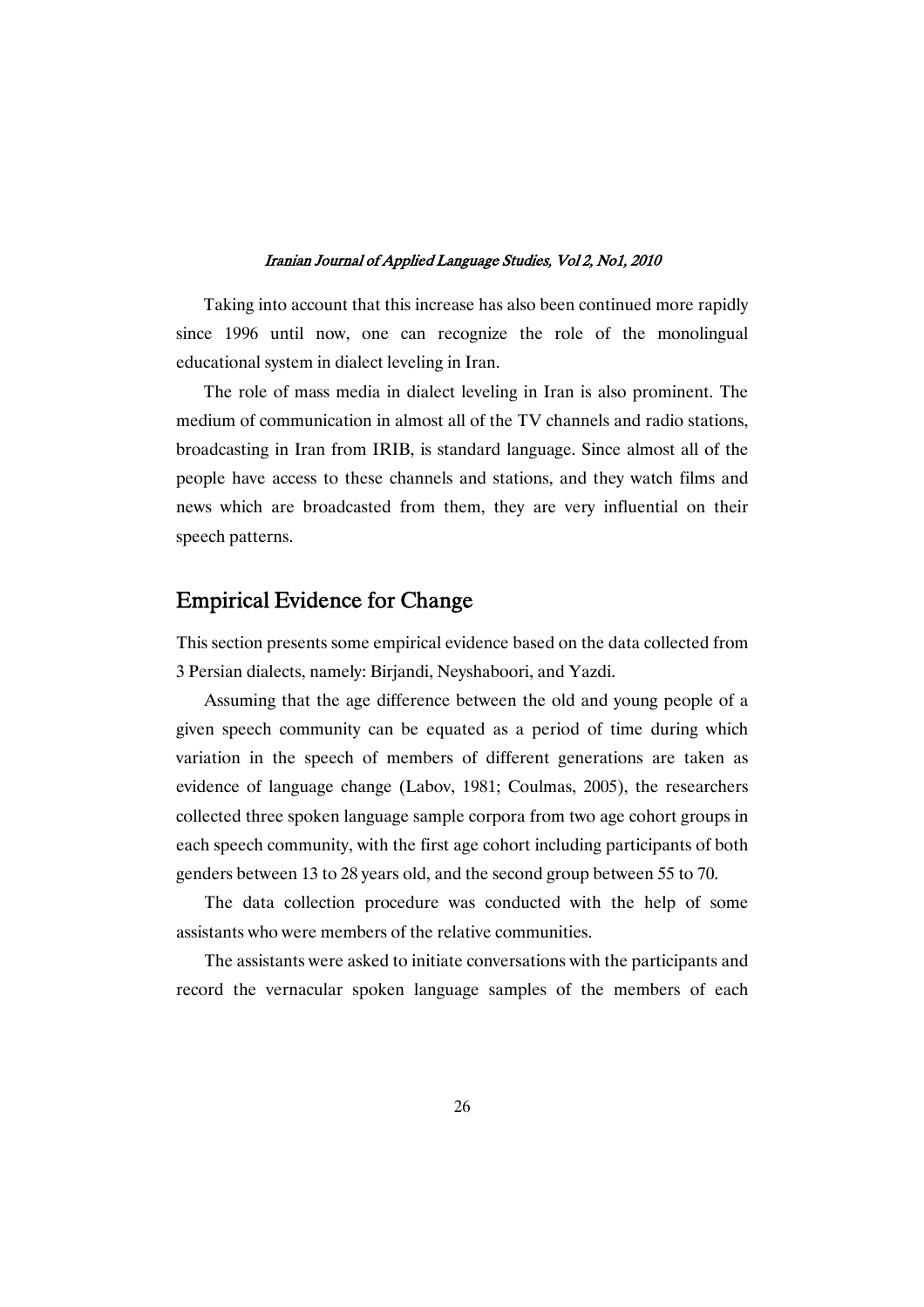Taking into account that this increase has also been continued more rapidly since 1996 until now, one can recognize the role of the monolingual educational system in dialect leveling in Iran.

The role of mass media in dialect leveling in Iran is also prominent. The medium of communication in almost all of the TV channels and radio stations, broadcasting in Iran from IRIB, is standard language. Since almost all of the people have access to these channels and stations, and they watch films and news which are broadcasted from them, they are very influential on their speech patterns.

## Empirical Evidence for Change

This section presents some empirical evidence based on the data collected from 3 Persian dialects, namely: Birjandi, Neyshaboori, and Yazdi.

Assuming that the age difference between the old and young people of a given speech community can be equated as a period of time during which variation in the speech of members of different generations are taken as evidence of language change (Labov, 1981; Coulmas, 2005), the researchers collected three spoken language sample corpora from two age cohort groups in each speech community, with the first age cohort including participants of both genders between 13 to 28 years old, and the second group between 55 to 70.

The data collection procedure was conducted with the help of some assistants who were members of the relative communities.

The assistants were asked to initiate conversations with the participants and record the vernacular spoken language samples of the members of each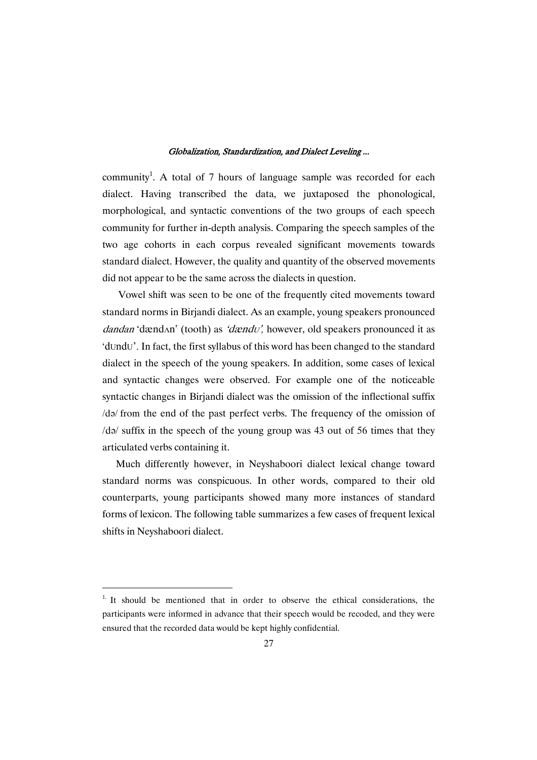community[1]. A total of 7 hours of language sample was recorded for each dialect. Having transcribed the data, we juxtaposed the phonological, morphological, and syntactic conventions of the two groups of each speech community for further in-depth analysis. Comparing the speech samples of the two age cohorts in each corpus revealed significant movements towards standard dialect. However, the quality and quantity of the observed movements did not appear to be the same across the dialects in question.

Vowel shift was seen to be one of the frequently cited movements toward standard norms in Birjandi dialect. As an example, young speakers pronounced *dandan* 'dændʌn' (tooth) as *'dændʊ',* however, old speakers pronounced it as 'dʊndʊ'. In fact, the first syllabus of this word has been changed to the standard dialect in the speech of the young speakers. In addition, some cases of lexical and syntactic changes were observed. For example one of the noticeable syntactic changes in Birjandi dialect was the omission of the inflectional suffix /də/ from the end of the past perfect verbs. The frequency of the omission of /də/ suffix in the speech of the young group was 43 out of 56 times that they articulated verbs containing it.

Much differently however, in Neyshaboori dialect lexical change toward standard norms was conspicuous. In other words, compared to their old counterparts, young participants showed many more instances of standard forms of lexicon. The following table summarizes a few cases of frequent lexical shifts in Neyshaboori dialect.

---

[1] It should be mentioned that in order to observe the ethical considerations, the participants were informed in advance that their speech would be recoded, and they were ensured that the recorded data would be kept highly confidential.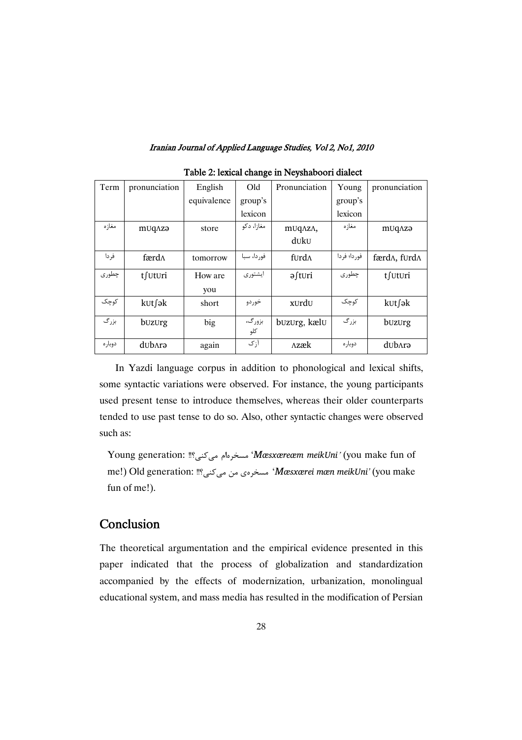Table 2: lexical change in Neyshaboori dialect

| Term | pronunciation | English equivalence | Old group's lexicon | Pronunciation | Young group's lexicon | pronunciation |
|---|---|---|---|---|---|---|
| مغازه | mʊqʌzə | store | مغازا، دکو | mʊqʌzʌ, dʊkʊ | مغازه | mʊqʌzə |
| فردا | færdʌ | tomorrow | فوردا، سبا | fʊrdʌ | فوردا؛ فردا | færdʌ, fʊrdʌ |
| چطوری | tʃʊtʊri | How are you | ایشتوری | əʃtʊri | چطوری | tʃʊtʊri |
| کوچک | kʊtʃək | short | خوردو | xʊrdʊ | کوچک | kʊtʃək |
| بزرگ | bʊzʊrg | big | بزورگ، کلو | bʊzʊrg, kælʊ | بزرگ | bʊzʊrg |
| دوباره | dʊbʌrə | again | آزک | ʌzæk | دوباره | dʊbʌrə |

In Yazdi language corpus in addition to phonological and lexical shifts, some syntactic variations were observed. For instance, the young participants used present tense to introduce themselves, whereas their older counterparts tended to use past tense to do so. Also, other syntactic changes were observed such as:

Young generation: مسخره‌ام می‌کنی؟!! '*Mæsxæreæm meikUni'* (you make fun of me!) Old generation: مسخره‌ی من می‌کنی؟!! '*Mæsxærei mæn meikUni'* (you make fun of me!).

## Conclusion

The theoretical argumentation and the empirical evidence presented in this paper indicated that the process of globalization and standardization accompanied by the effects of modernization, urbanization, monolingual educational system, and mass media has resulted in the modification of Persian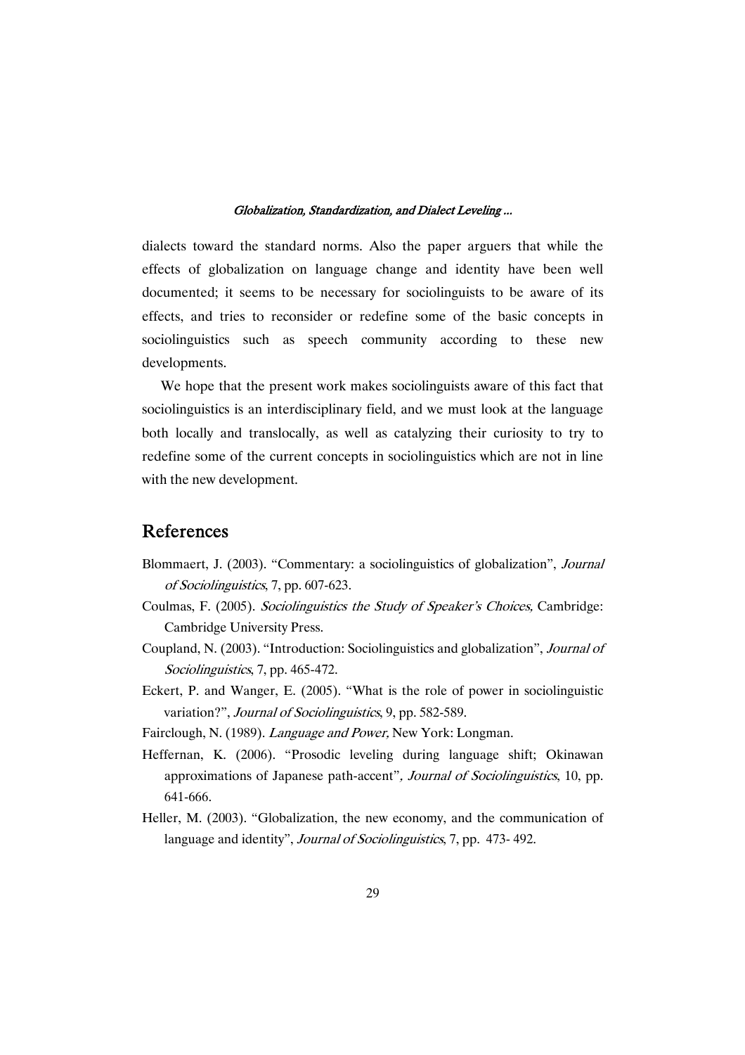dialects toward the standard norms. Also the paper arguers that while the effects of globalization on language change and identity have been well documented; it seems to be necessary for sociolinguists to be aware of its effects, and tries to reconsider or redefine some of the basic concepts in sociolinguistics such as speech community according to these new developments.

We hope that the present work makes sociolinguists aware of this fact that sociolinguistics is an interdisciplinary field, and we must look at the language both locally and translocally, as well as catalyzing their curiosity to try to redefine some of the current concepts in sociolinguistics which are not in line with the new development.

## References

Blommaert, J. (2003). “Commentary: a sociolinguistics of globalization”, *Journal of Sociolinguistics*, 7, pp. 607-623.

Coulmas, F. (2005). *Sociolinguistics the Study of Speaker's Choices,* Cambridge: Cambridge University Press.

Coupland, N. (2003). “Introduction: Sociolinguistics and globalization”, *Journal of Sociolinguistics*, 7, pp. 465-472.

Eckert, P. and Wanger, E. (2005). “What is the role of power in sociolinguistic variation?”, *Journal of Sociolinguistics*, 9, pp. 582-589.

Fairclough, N. (1989). *Language and Power,* New York: Longman.

Heffernan, K. (2006). “Prosodic leveling during language shift; Okinawan approximations of Japanese path-accent”*, Journal of Sociolinguistics*, 10, pp. 641-666.

Heller, M. (2003). “Globalization, the new economy, and the communication of language and identity”, *Journal of Sociolinguistics*, 7, pp. 473- 492.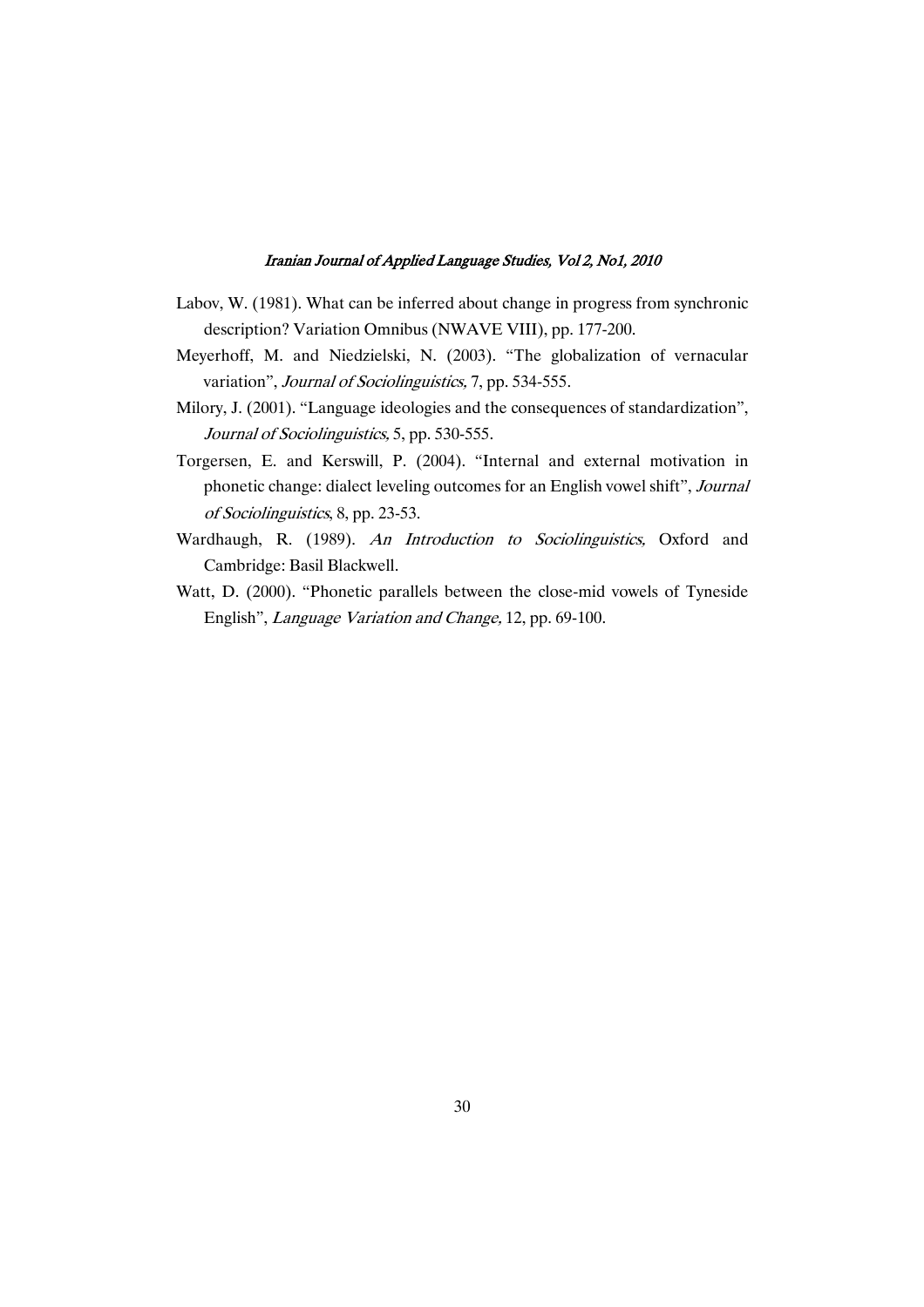Labov, W. (1981). What can be inferred about change in progress from synchronic description? Variation Omnibus (NWAVE VIII), pp. 177-200.

Meyerhoff, M. and Niedzielski, N. (2003). "The globalization of vernacular variation", *Journal of Sociolinguistics,* 7, pp. 534-555.

Milory, J. (2001). "Language ideologies and the consequences of standardization", *Journal of Sociolinguistics,* 5, pp. 530-555.

Torgersen, E. and Kerswill, P. (2004). "Internal and external motivation in phonetic change: dialect leveling outcomes for an English vowel shift", *Journal of Sociolinguistics*, 8, pp. 23-53.

Wardhaugh, R. (1989). *An Introduction to Sociolinguistics,* Oxford and Cambridge: Basil Blackwell.

Watt, D. (2000). "Phonetic parallels between the close-mid vowels of Tyneside English", *Language Variation and Change,* 12, pp. 69-100.